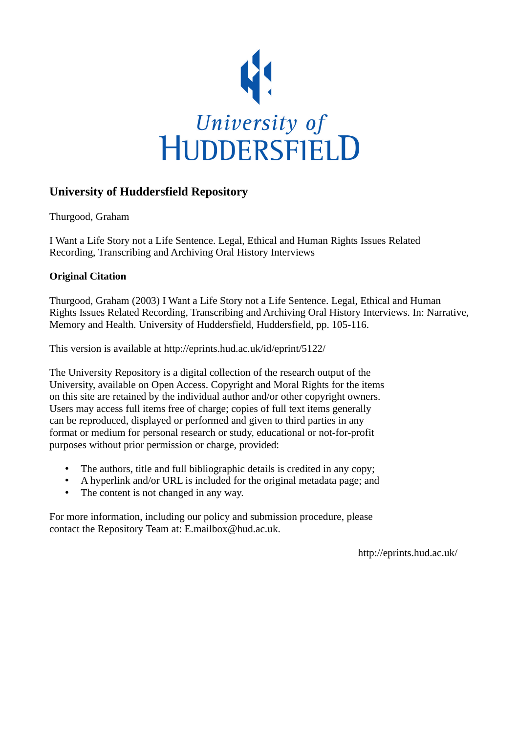University of HUDDERSFIELD

## University of Huddersfield Repository

Thurgood, Graham

I Want a Life Story not a Life Sentence. Legal, Ethical and Human Rights Issues Related Recording, Transcribing and Archiving Oral History Interviews

### Original Citation

Thurgood, Graham (2003) I Want a Life Story not a Life Sentence. Legal, Ethical and Human Rights Issues Related Recording, Transcribing and Archiving Oral History Interviews. In: Narrative, Memory and Health. University of Huddersfield, Huddersfield, pp. 105-116.

This version is available at http://eprints.hud.ac.uk/id/eprint/5122/

The University Repository is a digital collection of the research output of the University, available on Open Access. Copyright and Moral Rights for the items on this site are retained by the individual author and/or other copyright owners. Users may access full items free of charge; copies of full text items generally can be reproduced, displayed or performed and given to third parties in any format or medium for personal research or study, educational or not-for-profit purposes without prior permission or charge, provided:

- The authors, title and full bibliographic details is credited in any copy;
- A hyperlink and/or URL is included for the original metadata page; and
- The content is not changed in any way.

For more information, including our policy and submission procedure, please contact the Repository Team at: E.mailbox@hud.ac.uk.

http://eprints.hud.ac.uk/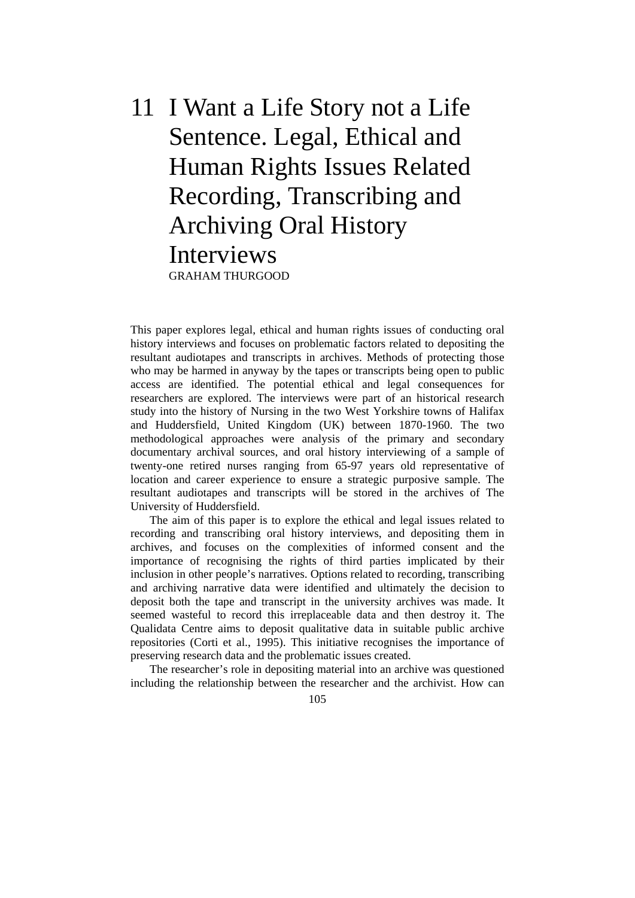# 11 I Want a Life Story not a Life Sentence. Legal, Ethical and Human Rights Issues Related Recording, Transcribing and Archiving Oral History Interviews

GRAHAM THURGOOD

This paper explores legal, ethical and human rights issues of conducting oral history interviews and focuses on problematic factors related to depositing the resultant audiotapes and transcripts in archives. Methods of protecting those who may be harmed in anyway by the tapes or transcripts being open to public access are identified. The potential ethical and legal consequences for researchers are explored. The interviews were part of an historical research study into the history of Nursing in the two West Yorkshire towns of Halifax and Huddersfield, United Kingdom (UK) between 1870-1960. The two methodological approaches were analysis of the primary and secondary documentary archival sources, and oral history interviewing of a sample of twenty-one retired nurses ranging from 65-97 years old representative of location and career experience to ensure a strategic purposive sample. The resultant audiotapes and transcripts will be stored in the archives of The University of Huddersfield.

The aim of this paper is to explore the ethical and legal issues related to recording and transcribing oral history interviews, and depositing them in archives, and focuses on the complexities of informed consent and the importance of recognising the rights of third parties implicated by their inclusion in other people's narratives. Options related to recording, transcribing and archiving narrative data were identified and ultimately the decision to deposit both the tape and transcript in the university archives was made. It seemed wasteful to record this irreplaceable data and then destroy it. The Qualidata Centre aims to deposit qualitative data in suitable public archive repositories (Corti et al., 1995). This initiative recognises the importance of preserving research data and the problematic issues created.

The researcher's role in depositing material into an archive was questioned including the relationship between the researcher and the archivist. How can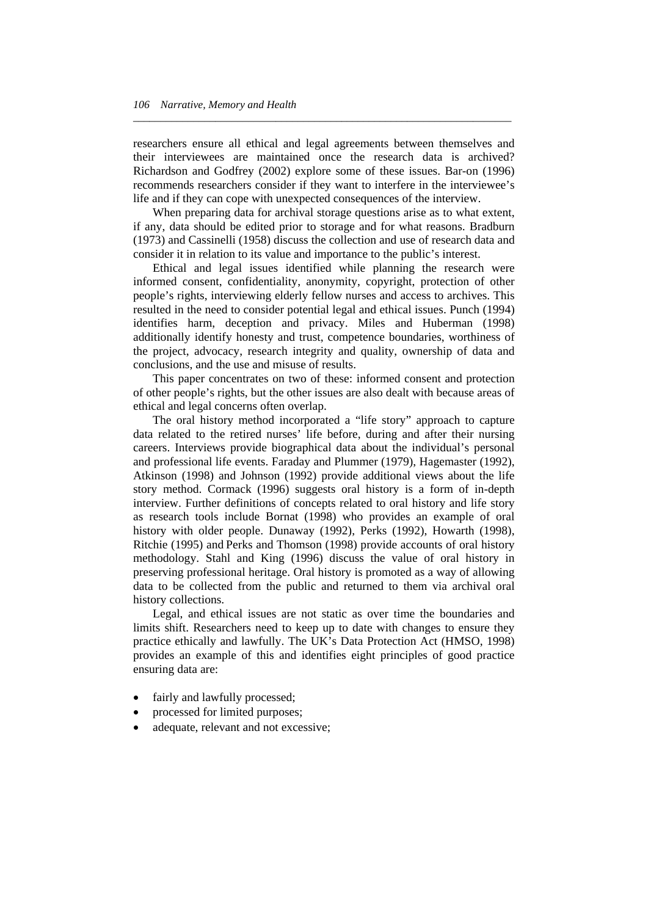researchers ensure all ethical and legal agreements between themselves and their interviewees are maintained once the research data is archived? Richardson and Godfrey (2002) explore some of these issues. Bar-on (1996) recommends researchers consider if they want to interfere in the interviewee's life and if they can cope with unexpected consequences of the interview.

When preparing data for archival storage questions arise as to what extent, if any, data should be edited prior to storage and for what reasons. Bradburn (1973) and Cassinelli (1958) discuss the collection and use of research data and consider it in relation to its value and importance to the public's interest.

Ethical and legal issues identified while planning the research were informed consent, confidentiality, anonymity, copyright, protection of other people's rights, interviewing elderly fellow nurses and access to archives. This resulted in the need to consider potential legal and ethical issues. Punch (1994) identifies harm, deception and privacy. Miles and Huberman (1998) additionally identify honesty and trust, competence boundaries, worthiness of the project, advocacy, research integrity and quality, ownership of data and conclusions, and the use and misuse of results.

This paper concentrates on two of these: informed consent and protection of other people's rights, but the other issues are also dealt with because areas of ethical and legal concerns often overlap.

The oral history method incorporated a "life story" approach to capture data related to the retired nurses' life before, during and after their nursing careers. Interviews provide biographical data about the individual's personal and professional life events. Faraday and Plummer (1979), Hagemaster (1992), Atkinson (1998) and Johnson (1992) provide additional views about the life story method. Cormack (1996) suggests oral history is a form of in-depth interview. Further definitions of concepts related to oral history and life story as research tools include Bornat (1998) who provides an example of oral history with older people. Dunaway (1992), Perks (1992), Howarth (1998), Ritchie (1995) and Perks and Thomson (1998) provide accounts of oral history methodology. Stahl and King (1996) discuss the value of oral history in preserving professional heritage. Oral history is promoted as a way of allowing data to be collected from the public and returned to them via archival oral history collections.

Legal, and ethical issues are not static as over time the boundaries and limits shift. Researchers need to keep up to date with changes to ensure they practice ethically and lawfully. The UK's Data Protection Act (HMSO, 1998) provides an example of this and identifies eight principles of good practice ensuring data are:

- fairly and lawfully processed;
- processed for limited purposes;
- adequate, relevant and not excessive;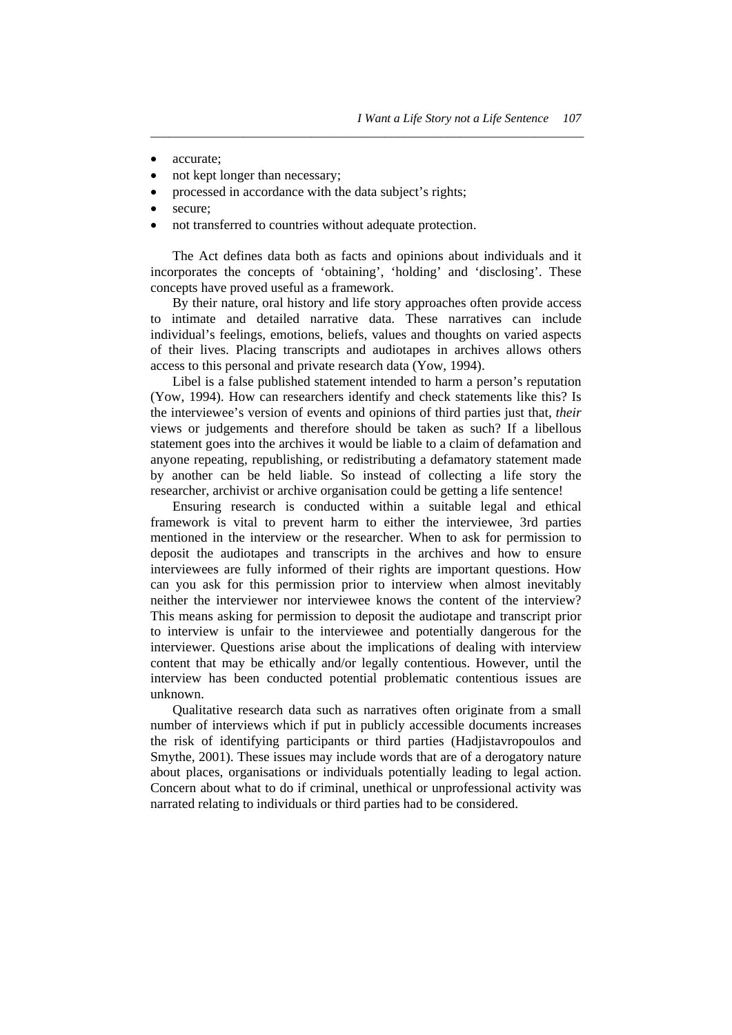- accurate;
- not kept longer than necessary;
- processed in accordance with the data subject's rights;
- secure;
- not transferred to countries without adequate protection.

The Act defines data both as facts and opinions about individuals and it incorporates the concepts of 'obtaining', 'holding' and 'disclosing'. These concepts have proved useful as a framework.

By their nature, oral history and life story approaches often provide access to intimate and detailed narrative data. These narratives can include individual's feelings, emotions, beliefs, values and thoughts on varied aspects of their lives. Placing transcripts and audiotapes in archives allows others access to this personal and private research data (Yow, 1994).

Libel is a false published statement intended to harm a person's reputation (Yow, 1994). How can researchers identify and check statements like this? Is the interviewee's version of events and opinions of third parties just that, *their* views or judgements and therefore should be taken as such? If a libellous statement goes into the archives it would be liable to a claim of defamation and anyone repeating, republishing, or redistributing a defamatory statement made by another can be held liable. So instead of collecting a life story the researcher, archivist or archive organisation could be getting a life sentence!

Ensuring research is conducted within a suitable legal and ethical framework is vital to prevent harm to either the interviewee, 3rd parties mentioned in the interview or the researcher. When to ask for permission to deposit the audiotapes and transcripts in the archives and how to ensure interviewees are fully informed of their rights are important questions. How can you ask for this permission prior to interview when almost inevitably neither the interviewer nor interviewee knows the content of the interview? This means asking for permission to deposit the audiotape and transcript prior to interview is unfair to the interviewee and potentially dangerous for the interviewer. Questions arise about the implications of dealing with interview content that may be ethically and/or legally contentious. However, until the interview has been conducted potential problematic contentious issues are unknown.

Qualitative research data such as narratives often originate from a small number of interviews which if put in publicly accessible documents increases the risk of identifying participants or third parties (Hadjistavropoulos and Smythe, 2001). These issues may include words that are of a derogatory nature about places, organisations or individuals potentially leading to legal action. Concern about what to do if criminal, unethical or unprofessional activity was narrated relating to individuals or third parties had to be considered.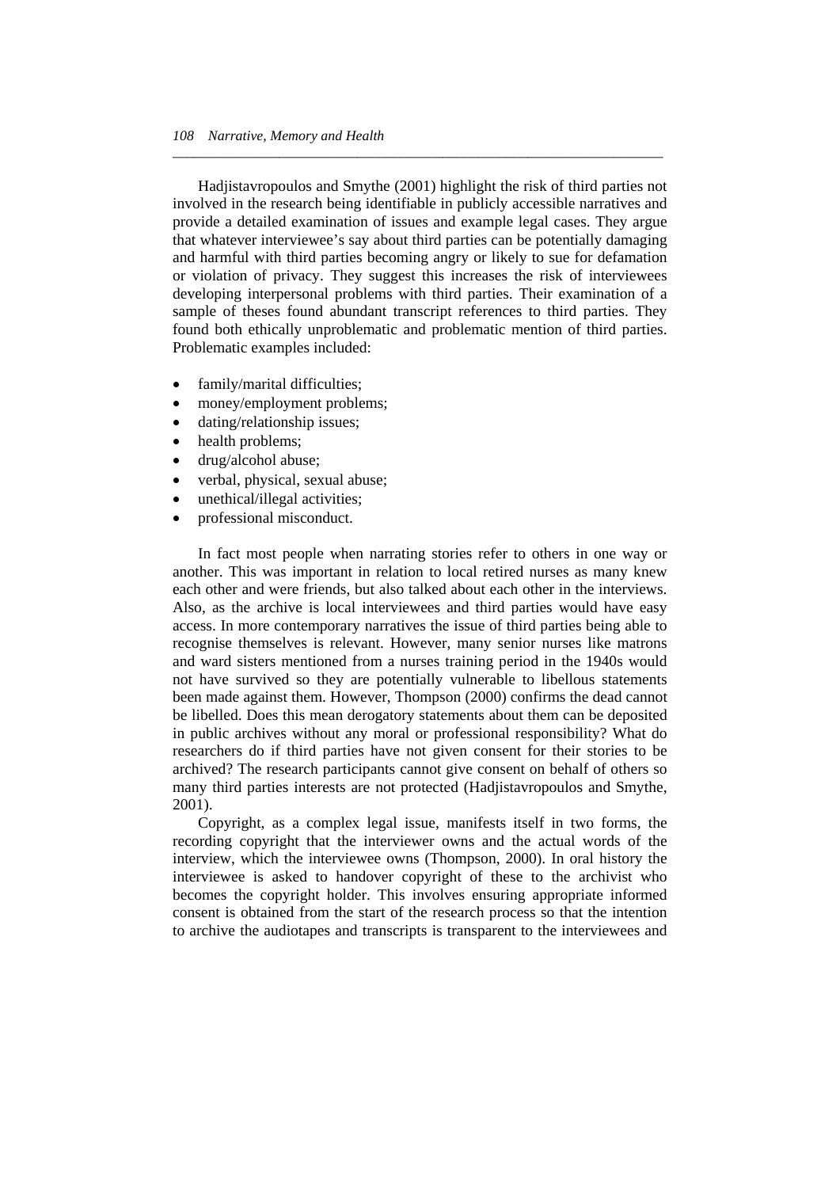Hadjistavropoulos and Smythe (2001) highlight the risk of third parties not involved in the research being identifiable in publicly accessible narratives and provide a detailed examination of issues and example legal cases. They argue that whatever interviewee's say about third parties can be potentially damaging and harmful with third parties becoming angry or likely to sue for defamation or violation of privacy. They suggest this increases the risk of interviewees developing interpersonal problems with third parties. Their examination of a sample of theses found abundant transcript references to third parties. They found both ethically unproblematic and problematic mention of third parties. Problematic examples included:

- family/marital difficulties;
- money/employment problems;
- dating/relationship issues;
- health problems;
- drug/alcohol abuse;
- verbal, physical, sexual abuse;
- unethical/illegal activities;
- professional misconduct.

In fact most people when narrating stories refer to others in one way or another. This was important in relation to local retired nurses as many knew each other and were friends, but also talked about each other in the interviews. Also, as the archive is local interviewees and third parties would have easy access. In more contemporary narratives the issue of third parties being able to recognise themselves is relevant. However, many senior nurses like matrons and ward sisters mentioned from a nurses training period in the 1940s would not have survived so they are potentially vulnerable to libellous statements been made against them. However, Thompson (2000) confirms the dead cannot be libelled. Does this mean derogatory statements about them can be deposited in public archives without any moral or professional responsibility? What do researchers do if third parties have not given consent for their stories to be archived? The research participants cannot give consent on behalf of others so many third parties interests are not protected (Hadjistavropoulos and Smythe, 2001).

Copyright, as a complex legal issue, manifests itself in two forms, the recording copyright that the interviewer owns and the actual words of the interview, which the interviewee owns (Thompson, 2000). In oral history the interviewee is asked to handover copyright of these to the archivist who becomes the copyright holder. This involves ensuring appropriate informed consent is obtained from the start of the research process so that the intention to archive the audiotapes and transcripts is transparent to the interviewees and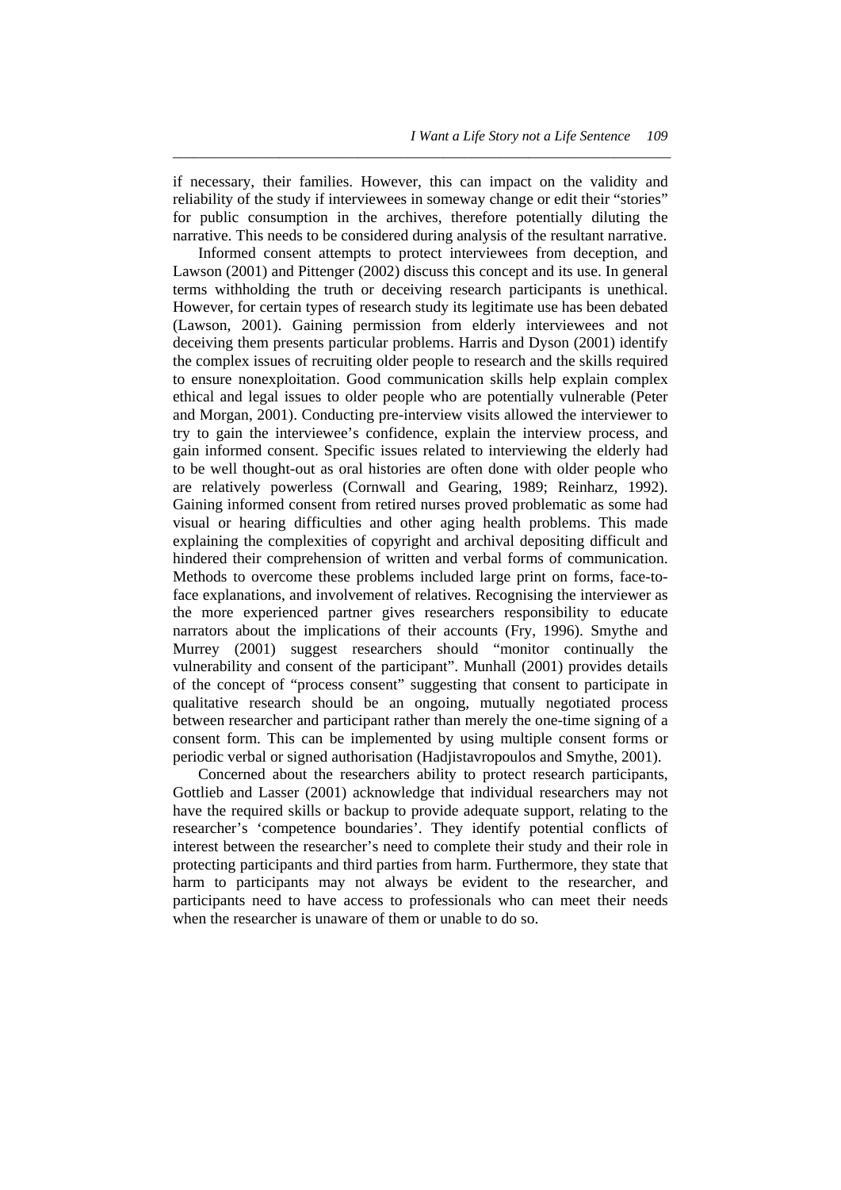if necessary, their families. However, this can impact on the validity and reliability of the study if interviewees in someway change or edit their "stories" for public consumption in the archives, therefore potentially diluting the narrative. This needs to be considered during analysis of the resultant narrative.

Informed consent attempts to protect interviewees from deception, and Lawson (2001) and Pittenger (2002) discuss this concept and its use. In general terms withholding the truth or deceiving research participants is unethical. However, for certain types of research study its legitimate use has been debated (Lawson, 2001). Gaining permission from elderly interviewees and not deceiving them presents particular problems. Harris and Dyson (2001) identify the complex issues of recruiting older people to research and the skills required to ensure nonexploitation. Good communication skills help explain complex ethical and legal issues to older people who are potentially vulnerable (Peter and Morgan, 2001). Conducting pre-interview visits allowed the interviewer to try to gain the interviewee's confidence, explain the interview process, and gain informed consent. Specific issues related to interviewing the elderly had to be well thought-out as oral histories are often done with older people who are relatively powerless (Cornwall and Gearing, 1989; Reinharz, 1992). Gaining informed consent from retired nurses proved problematic as some had visual or hearing difficulties and other aging health problems. This made explaining the complexities of copyright and archival depositing difficult and hindered their comprehension of written and verbal forms of communication. Methods to overcome these problems included large print on forms, face-to-face explanations, and involvement of relatives. Recognising the interviewer as the more experienced partner gives researchers responsibility to educate narrators about the implications of their accounts (Fry, 1996). Smythe and Murrey (2001) suggest researchers should "monitor continually the vulnerability and consent of the participant". Munhall (2001) provides details of the concept of "process consent" suggesting that consent to participate in qualitative research should be an ongoing, mutually negotiated process between researcher and participant rather than merely the one-time signing of a consent form. This can be implemented by using multiple consent forms or periodic verbal or signed authorisation (Hadjistavropoulos and Smythe, 2001).

Concerned about the researchers ability to protect research participants, Gottlieb and Lasser (2001) acknowledge that individual researchers may not have the required skills or backup to provide adequate support, relating to the researcher's 'competence boundaries'. They identify potential conflicts of interest between the researcher's need to complete their study and their role in protecting participants and third parties from harm. Furthermore, they state that harm to participants may not always be evident to the researcher, and participants need to have access to professionals who can meet their needs when the researcher is unaware of them or unable to do so.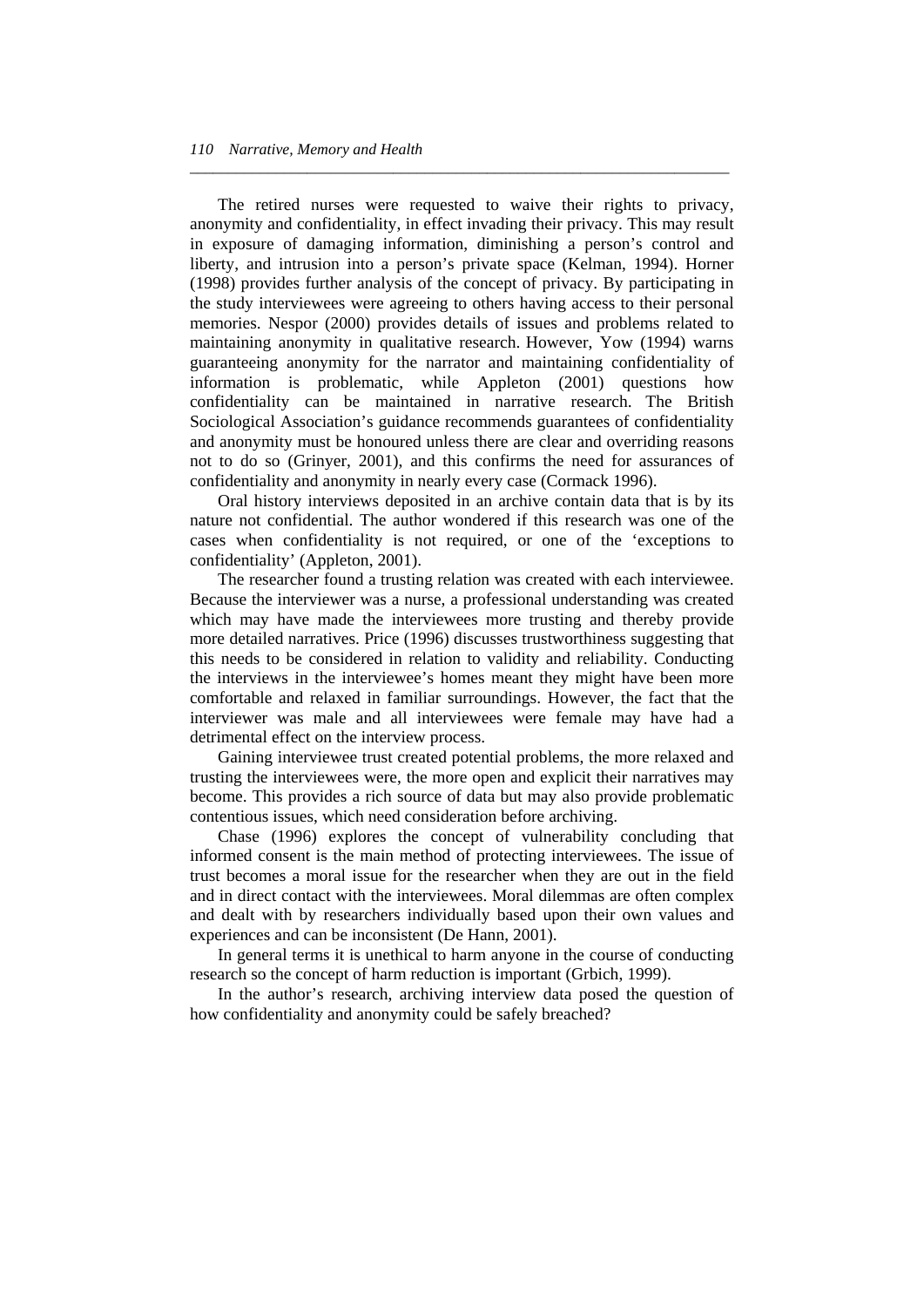The retired nurses were requested to waive their rights to privacy, anonymity and confidentiality, in effect invading their privacy. This may result in exposure of damaging information, diminishing a person's control and liberty, and intrusion into a person's private space (Kelman, 1994). Horner (1998) provides further analysis of the concept of privacy. By participating in the study interviewees were agreeing to others having access to their personal memories. Nespor (2000) provides details of issues and problems related to maintaining anonymity in qualitative research. However, Yow (1994) warns guaranteeing anonymity for the narrator and maintaining confidentiality of information is problematic, while Appleton (2001) questions how confidentiality can be maintained in narrative research. The British Sociological Association's guidance recommends guarantees of confidentiality and anonymity must be honoured unless there are clear and overriding reasons not to do so (Grinyer, 2001), and this confirms the need for assurances of confidentiality and anonymity in nearly every case (Cormack 1996).

Oral history interviews deposited in an archive contain data that is by its nature not confidential. The author wondered if this research was one of the cases when confidentiality is not required, or one of the 'exceptions to confidentiality' (Appleton, 2001).

The researcher found a trusting relation was created with each interviewee. Because the interviewer was a nurse, a professional understanding was created which may have made the interviewees more trusting and thereby provide more detailed narratives. Price (1996) discusses trustworthiness suggesting that this needs to be considered in relation to validity and reliability. Conducting the interviews in the interviewee's homes meant they might have been more comfortable and relaxed in familiar surroundings. However, the fact that the interviewer was male and all interviewees were female may have had a detrimental effect on the interview process.

Gaining interviewee trust created potential problems, the more relaxed and trusting the interviewees were, the more open and explicit their narratives may become. This provides a rich source of data but may also provide problematic contentious issues, which need consideration before archiving.

Chase (1996) explores the concept of vulnerability concluding that informed consent is the main method of protecting interviewees. The issue of trust becomes a moral issue for the researcher when they are out in the field and in direct contact with the interviewees. Moral dilemmas are often complex and dealt with by researchers individually based upon their own values and experiences and can be inconsistent (De Hann, 2001).

In general terms it is unethical to harm anyone in the course of conducting research so the concept of harm reduction is important (Grbich, 1999).

In the author's research, archiving interview data posed the question of how confidentiality and anonymity could be safely breached?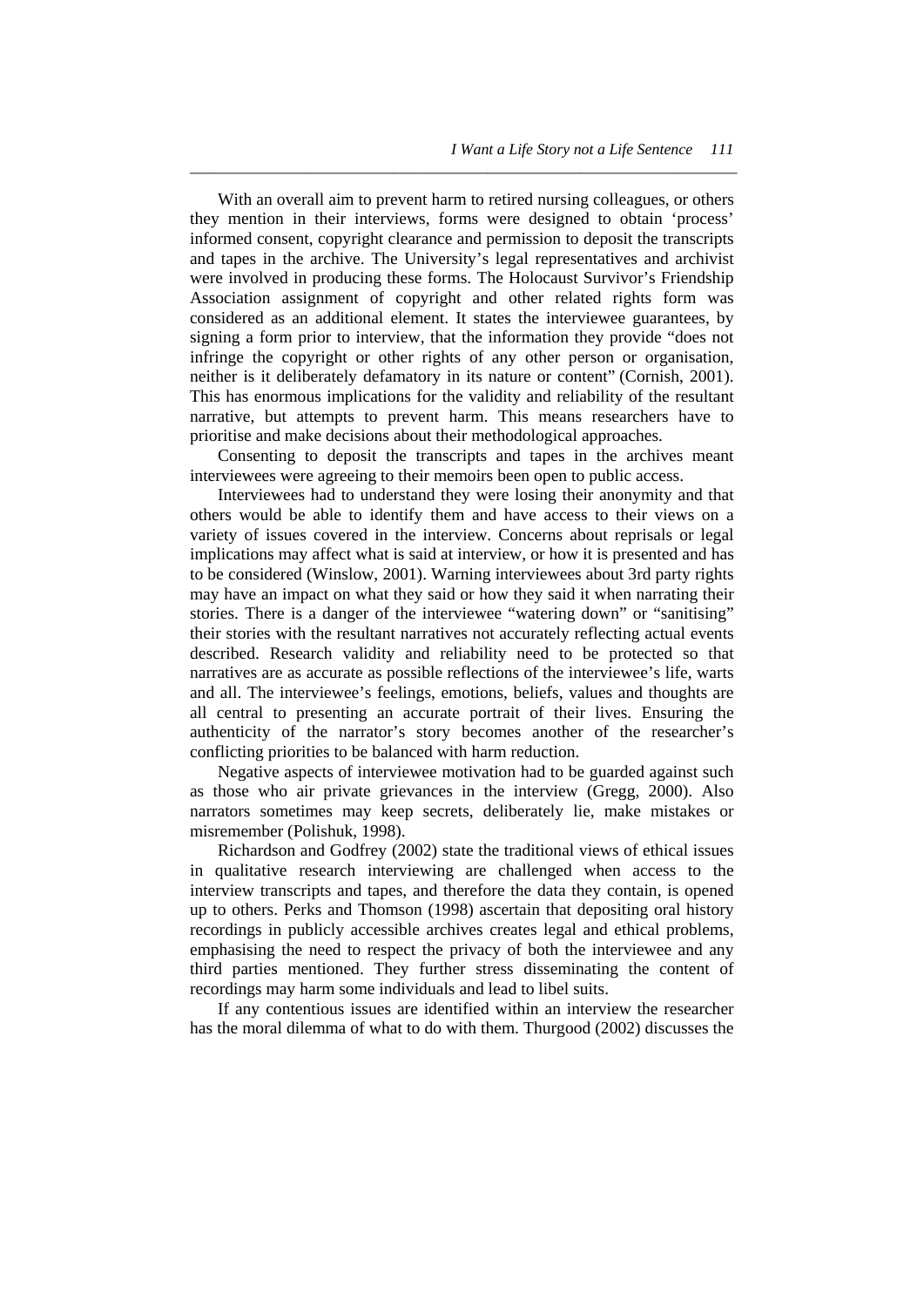With an overall aim to prevent harm to retired nursing colleagues, or others they mention in their interviews, forms were designed to obtain 'process' informed consent, copyright clearance and permission to deposit the transcripts and tapes in the archive. The University's legal representatives and archivist were involved in producing these forms. The Holocaust Survivor's Friendship Association assignment of copyright and other related rights form was considered as an additional element. It states the interviewee guarantees, by signing a form prior to interview, that the information they provide "does not infringe the copyright or other rights of any other person or organisation, neither is it deliberately defamatory in its nature or content" (Cornish, 2001). This has enormous implications for the validity and reliability of the resultant narrative, but attempts to prevent harm. This means researchers have to prioritise and make decisions about their methodological approaches.

Consenting to deposit the transcripts and tapes in the archives meant interviewees were agreeing to their memoirs been open to public access.

Interviewees had to understand they were losing their anonymity and that others would be able to identify them and have access to their views on a variety of issues covered in the interview. Concerns about reprisals or legal implications may affect what is said at interview, or how it is presented and has to be considered (Winslow, 2001). Warning interviewees about 3rd party rights may have an impact on what they said or how they said it when narrating their stories. There is a danger of the interviewee "watering down" or "sanitising" their stories with the resultant narratives not accurately reflecting actual events described. Research validity and reliability need to be protected so that narratives are as accurate as possible reflections of the interviewee's life, warts and all. The interviewee's feelings, emotions, beliefs, values and thoughts are all central to presenting an accurate portrait of their lives. Ensuring the authenticity of the narrator's story becomes another of the researcher's conflicting priorities to be balanced with harm reduction.

Negative aspects of interviewee motivation had to be guarded against such as those who air private grievances in the interview (Gregg, 2000). Also narrators sometimes may keep secrets, deliberately lie, make mistakes or misremember (Polishuk, 1998).

Richardson and Godfrey (2002) state the traditional views of ethical issues in qualitative research interviewing are challenged when access to the interview transcripts and tapes, and therefore the data they contain, is opened up to others. Perks and Thomson (1998) ascertain that depositing oral history recordings in publicly accessible archives creates legal and ethical problems, emphasising the need to respect the privacy of both the interviewee and any third parties mentioned. They further stress disseminating the content of recordings may harm some individuals and lead to libel suits.

If any contentious issues are identified within an interview the researcher has the moral dilemma of what to do with them. Thurgood (2002) discusses the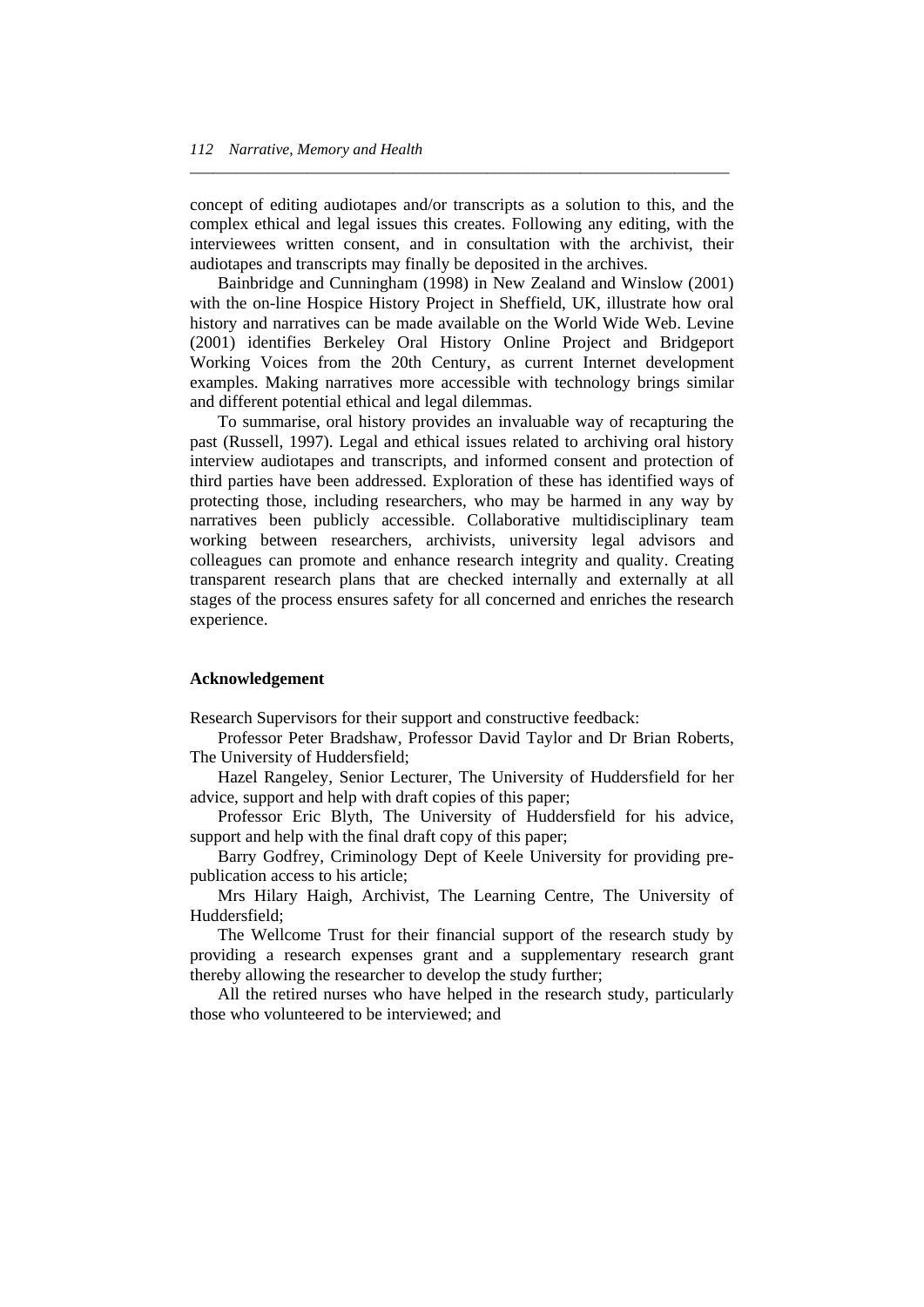concept of editing audiotapes and/or transcripts as a solution to this, and the complex ethical and legal issues this creates. Following any editing, with the interviewees written consent, and in consultation with the archivist, their audiotapes and transcripts may finally be deposited in the archives.

Bainbridge and Cunningham (1998) in New Zealand and Winslow (2001) with the on-line Hospice History Project in Sheffield, UK, illustrate how oral history and narratives can be made available on the World Wide Web. Levine (2001) identifies Berkeley Oral History Online Project and Bridgeport Working Voices from the 20th Century, as current Internet development examples. Making narratives more accessible with technology brings similar and different potential ethical and legal dilemmas.

To summarise, oral history provides an invaluable way of recapturing the past (Russell, 1997). Legal and ethical issues related to archiving oral history interview audiotapes and transcripts, and informed consent and protection of third parties have been addressed. Exploration of these has identified ways of protecting those, including researchers, who may be harmed in any way by narratives been publicly accessible. Collaborative multidisciplinary team working between researchers, archivists, university legal advisors and colleagues can promote and enhance research integrity and quality. Creating transparent research plans that are checked internally and externally at all stages of the process ensures safety for all concerned and enriches the research experience.

**Acknowledgement**

Research Supervisors for their support and constructive feedback:

Professor Peter Bradshaw, Professor David Taylor and Dr Brian Roberts, The University of Huddersfield;

Hazel Rangeley, Senior Lecturer, The University of Huddersfield for her advice, support and help with draft copies of this paper;

Professor Eric Blyth, The University of Huddersfield for his advice, support and help with the final draft copy of this paper;

Barry Godfrey, Criminology Dept of Keele University for providing pre-publication access to his article;

Mrs Hilary Haigh, Archivist, The Learning Centre, The University of Huddersfield;

The Wellcome Trust for their financial support of the research study by providing a research expenses grant and a supplementary research grant thereby allowing the researcher to develop the study further;

All the retired nurses who have helped in the research study, particularly those who volunteered to be interviewed; and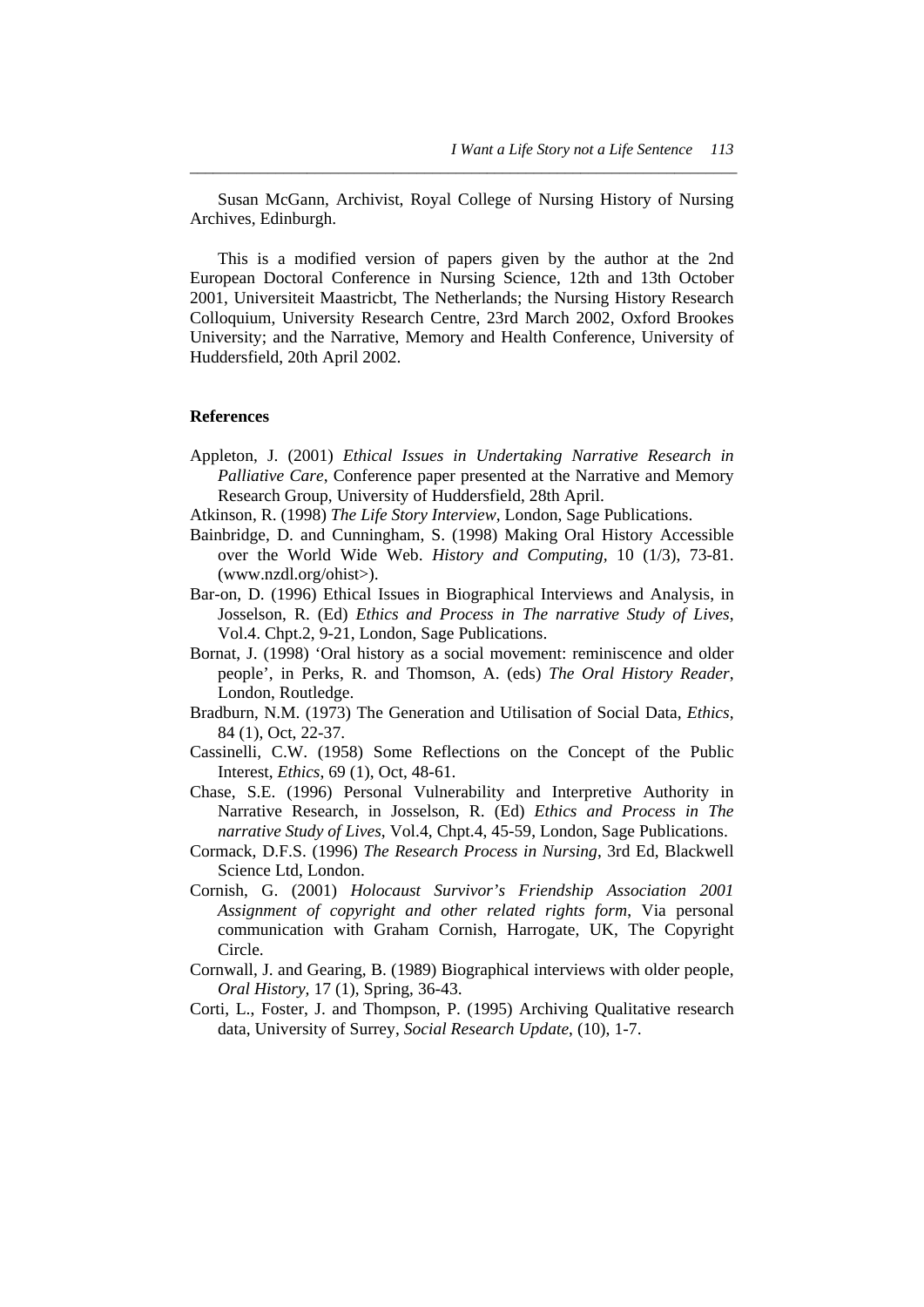Susan McGann, Archivist, Royal College of Nursing History of Nursing Archives, Edinburgh.

This is a modified version of papers given by the author at the 2nd European Doctoral Conference in Nursing Science, 12th and 13th October 2001, Universiteit Maastricbt, The Netherlands; the Nursing History Research Colloquium, University Research Centre, 23rd March 2002, Oxford Brookes University; and the Narrative, Memory and Health Conference, University of Huddersfield, 20th April 2002.

## References

Appleton, J. (2001) *Ethical Issues in Undertaking Narrative Research in Palliative Care*, Conference paper presented at the Narrative and Memory Research Group, University of Huddersfield, 28th April.

Atkinson, R. (1998) *The Life Story Interview*, London, Sage Publications.

Bainbridge, D. and Cunningham, S. (1998) Making Oral History Accessible over the World Wide Web. *History and Computing*, 10 (1/3), 73-81. (www.nzdl.org/ohist>).

Bar-on, D. (1996) Ethical Issues in Biographical Interviews and Analysis, in Josselson, R. (Ed) *Ethics and Process in The narrative Study of Lives*, Vol.4. Chpt.2, 9-21, London, Sage Publications.

Bornat, J. (1998) 'Oral history as a social movement: reminiscence and older people', in Perks, R. and Thomson, A. (eds) *The Oral History Reader*, London, Routledge.

Bradburn, N.M. (1973) The Generation and Utilisation of Social Data, *Ethics*, 84 (1), Oct, 22-37.

Cassinelli, C.W. (1958) Some Reflections on the Concept of the Public Interest, *Ethics*, 69 (1), Oct, 48-61.

Chase, S.E. (1996) Personal Vulnerability and Interpretive Authority in Narrative Research, in Josselson, R. (Ed) *Ethics and Process in The narrative Study of Lives*, Vol.4, Chpt.4, 45-59, London, Sage Publications.

Cormack, D.F.S. (1996) *The Research Process in Nursing*, 3rd Ed, Blackwell Science Ltd, London.

Cornish, G. (2001) *Holocaust Survivor's Friendship Association 2001 Assignment of copyright and other related rights form*, Via personal communication with Graham Cornish, Harrogate, UK, The Copyright Circle.

Cornwall, J. and Gearing, B. (1989) Biographical interviews with older people, *Oral History,* 17 (1), Spring, 36-43.

Corti, L., Foster, J. and Thompson, P. (1995) Archiving Qualitative research data, University of Surrey, *Social Research Update*, (10), 1-7.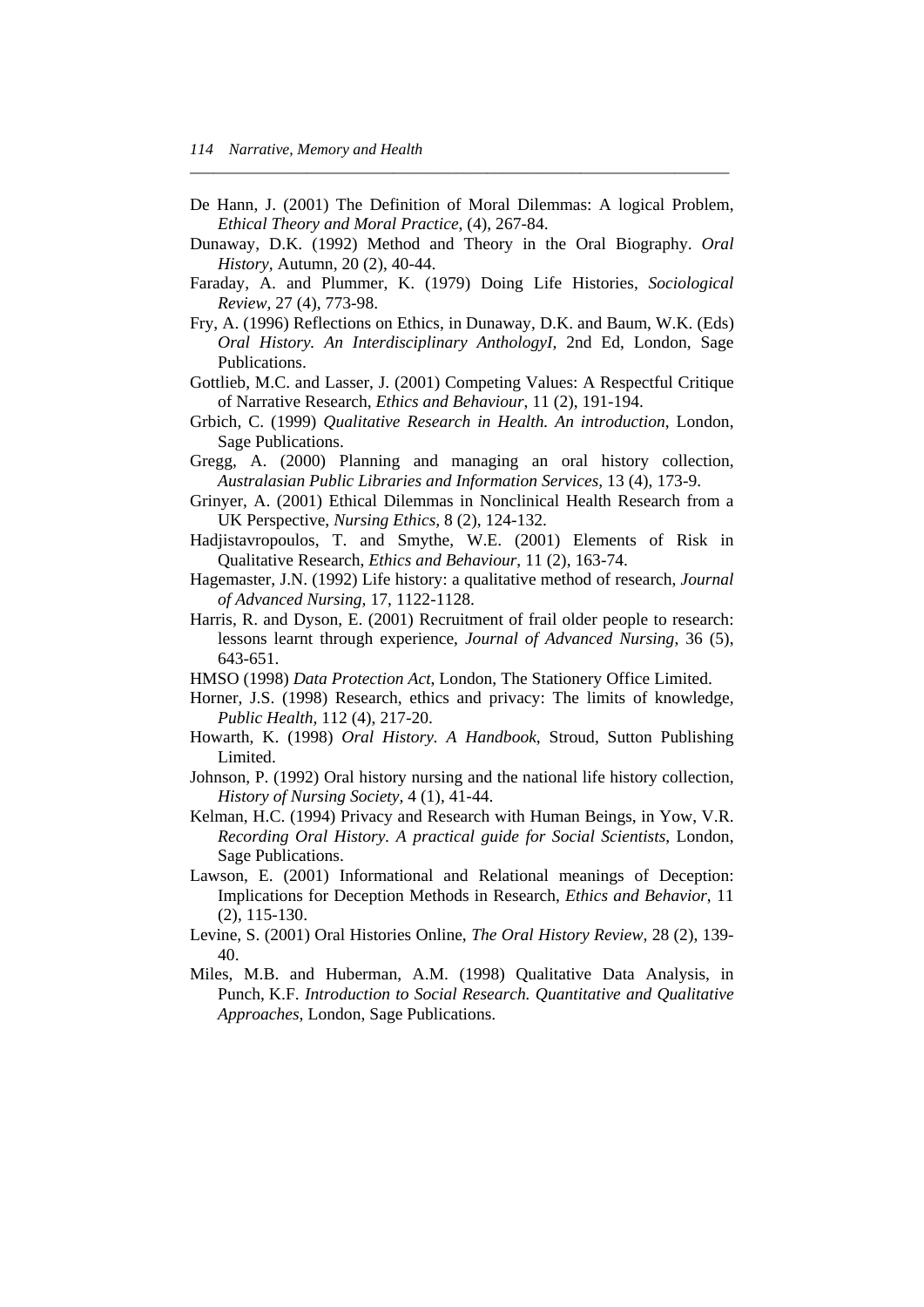De Hann, J. (2001) The Definition of Moral Dilemmas: A logical Problem, *Ethical Theory and Moral Practice*, (4), 267-84.

Dunaway, D.K. (1992) Method and Theory in the Oral Biography. *Oral History*, Autumn, 20 (2), 40-44.

Faraday, A. and Plummer, K. (1979) Doing Life Histories, *Sociological Review*, 27 (4), 773-98.

Fry, A. (1996) Reflections on Ethics, in Dunaway, D.K. and Baum, W.K. (Eds) *Oral History. An Interdisciplinary AnthologyI,* 2nd Ed, London, Sage Publications.

Gottlieb, M.C. and Lasser, J. (2001) Competing Values: A Respectful Critique of Narrative Research, *Ethics and Behaviour*, 11 (2), 191-194.

Grbich, C. (1999) *Qualitative Research in Health. An introduction*, London, Sage Publications.

Gregg, A. (2000) Planning and managing an oral history collection, *Australasian Public Libraries and Information Services*, 13 (4), 173-9.

Grinyer, A. (2001) Ethical Dilemmas in Nonclinical Health Research from a UK Perspective, *Nursing Ethics*, 8 (2), 124-132.

Hadjistavropoulos, T. and Smythe, W.E. (2001) Elements of Risk in Qualitative Research, *Ethics and Behaviour*, 11 (2), 163-74.

Hagemaster, J.N. (1992) Life history: a qualitative method of research, *Journal of Advanced Nursing*, 17, 1122-1128.

Harris, R. and Dyson, E. (2001) Recruitment of frail older people to research: lessons learnt through experience, *Journal of Advanced Nursing*, 36 (5), 643-651.

HMSO (1998) *Data Protection Act*, London, The Stationery Office Limited.

Horner, J.S. (1998) Research, ethics and privacy: The limits of knowledge, *Public Health*, 112 (4), 217-20.

Howarth, K. (1998) *Oral History. A Handbook*, Stroud, Sutton Publishing Limited.

Johnson, P. (1992) Oral history nursing and the national life history collection, *History of Nursing Society*, 4 (1), 41-44.

Kelman, H.C. (1994) Privacy and Research with Human Beings, in Yow, V.R. *Recording Oral History. A practical guide for Social Scientists*, London, Sage Publications.

Lawson, E. (2001) Informational and Relational meanings of Deception: Implications for Deception Methods in Research, *Ethics and Behavior*, 11 (2), 115-130.

Levine, S. (2001) Oral Histories Online, *The Oral History Review*, 28 (2), 139-40.

Miles, M.B. and Huberman, A.M. (1998) Qualitative Data Analysis, in Punch, K.F. *Introduction to Social Research. Quantitative and Qualitative Approaches*, London, Sage Publications.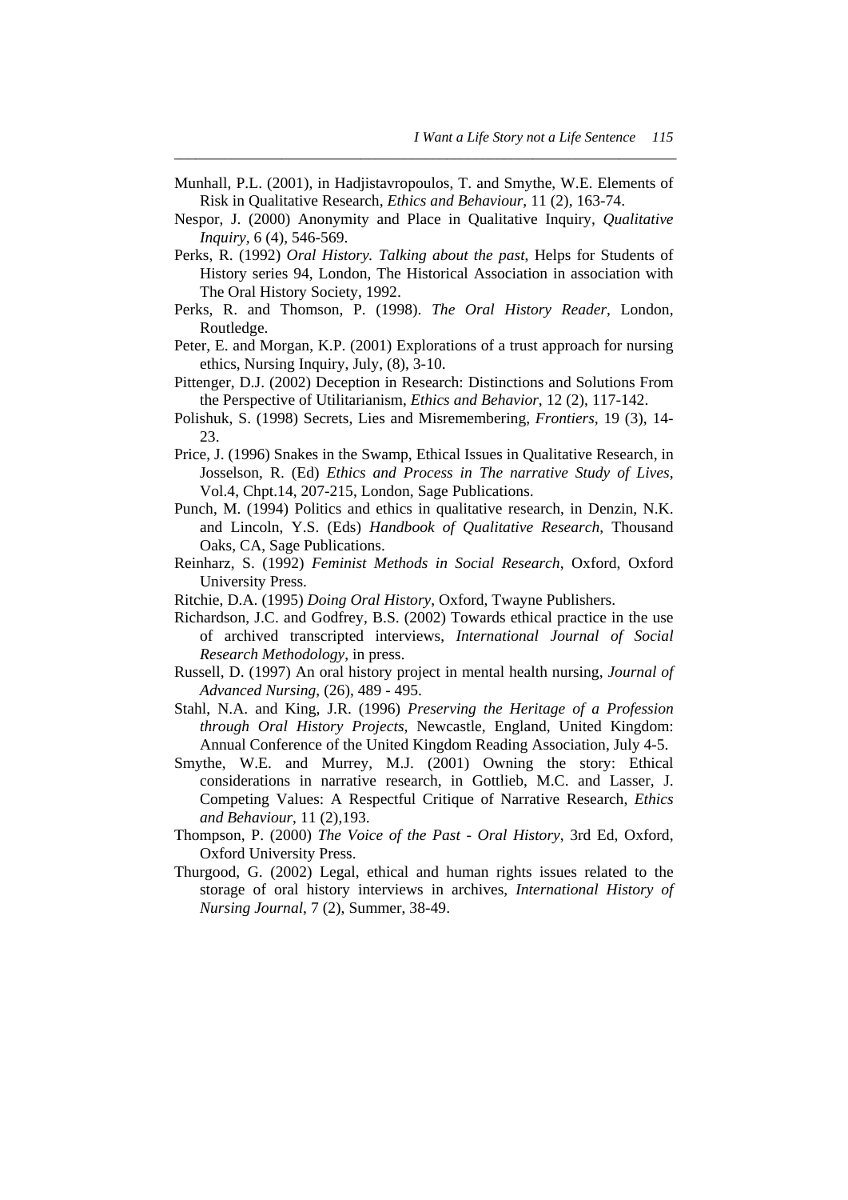Munhall, P.L. (2001), in Hadjistavropoulos, T. and Smythe, W.E. Elements of Risk in Qualitative Research, *Ethics and Behaviour*, 11 (2), 163-74.

Nespor, J. (2000) Anonymity and Place in Qualitative Inquiry, *Qualitative Inquiry*, 6 (4), 546-569.

Perks, R. (1992) *Oral History. Talking about the past*, Helps for Students of History series 94, London, The Historical Association in association with The Oral History Society, 1992.

Perks, R. and Thomson, P. (1998). *The Oral History Reader*, London, Routledge.

Peter, E. and Morgan, K.P. (2001) Explorations of a trust approach for nursing ethics, Nursing Inquiry, July, (8), 3-10.

Pittenger, D.J. (2002) Deception in Research: Distinctions and Solutions From the Perspective of Utilitarianism, *Ethics and Behavior*, 12 (2), 117-142.

Polishuk, S. (1998) Secrets, Lies and Misremembering, *Frontiers*, 19 (3), 14-23.

Price, J. (1996) Snakes in the Swamp, Ethical Issues in Qualitative Research, in Josselson, R. (Ed) *Ethics and Process in The narrative Study of Lives*, Vol.4, Chpt.14, 207-215, London, Sage Publications.

Punch, M. (1994) Politics and ethics in qualitative research, in Denzin, N.K. and Lincoln, Y.S. (Eds) *Handbook of Qualitative Research*, Thousand Oaks, CA, Sage Publications.

Reinharz, S. (1992) *Feminist Methods in Social Research*, Oxford, Oxford University Press.

Ritchie, D.A. (1995) *Doing Oral History*, Oxford, Twayne Publishers.

Richardson, J.C. and Godfrey, B.S. (2002) Towards ethical practice in the use of archived transcripted interviews, *International Journal of Social Research Methodology*, in press.

Russell, D. (1997) An oral history project in mental health nursing, *Journal of Advanced Nursing*, (26), 489 - 495.

Stahl, N.A. and King, J.R. (1996) *Preserving the Heritage of a Profession through Oral History Projects*, Newcastle, England, United Kingdom: Annual Conference of the United Kingdom Reading Association, July 4-5.

Smythe, W.E. and Murrey, M.J. (2001) Owning the story: Ethical considerations in narrative research, in Gottlieb, M.C. and Lasser, J. Competing Values: A Respectful Critique of Narrative Research, *Ethics and Behaviour*, 11 (2),193.

Thompson, P. (2000) *The Voice of the Past - Oral History*, 3rd Ed, Oxford, Oxford University Press.

Thurgood, G. (2002) Legal, ethical and human rights issues related to the storage of oral history interviews in archives, *International History of Nursing Journal*, 7 (2), Summer, 38-49.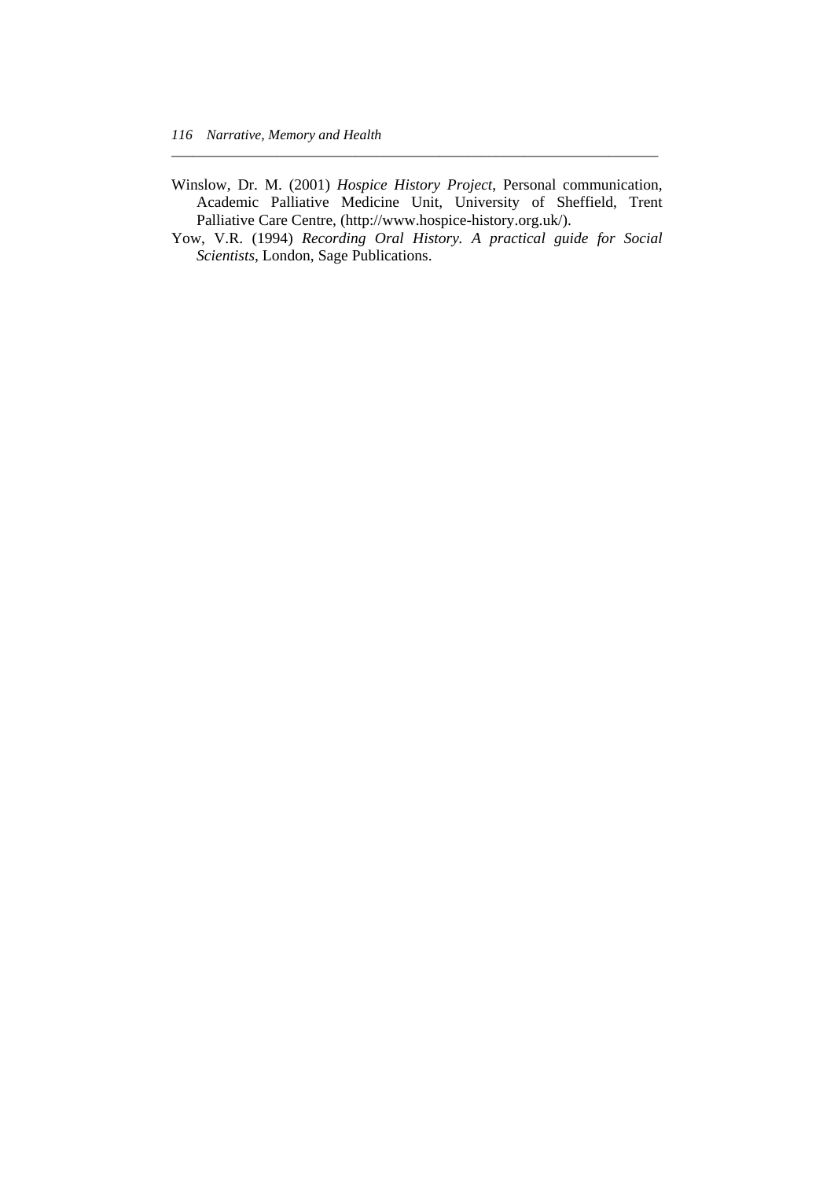Winslow, Dr. M. (2001) *Hospice History Project*, Personal communication, Academic Palliative Medicine Unit, University of Sheffield, Trent Palliative Care Centre, (http://www.hospice-history.org.uk/).

Yow, V.R. (1994) *Recording Oral History. A practical guide for Social Scientists*, London, Sage Publications.